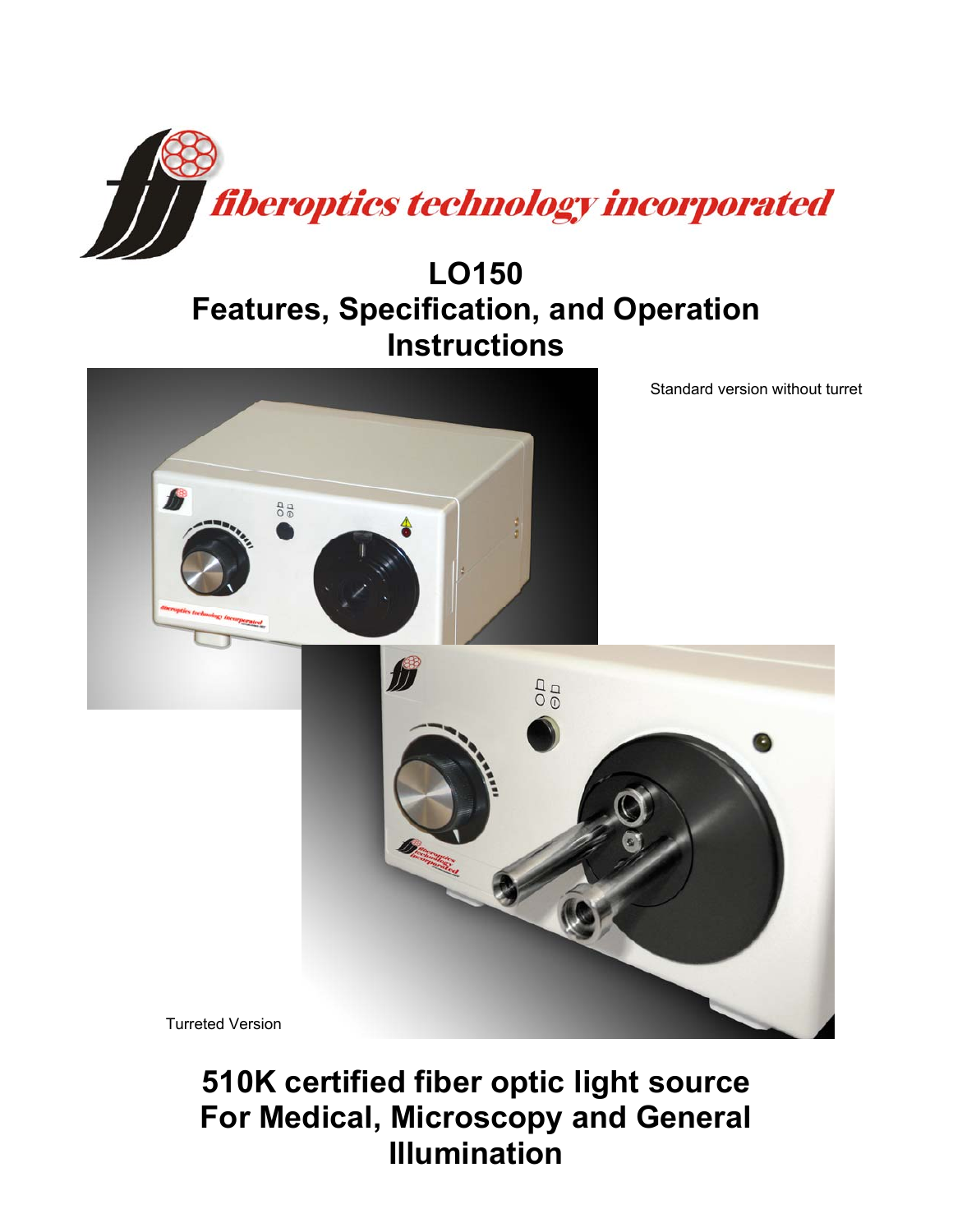fiberoptics technology incorporated

# LO150
# Features, Specification, and Operation Instructions

Standard version without turret

Turreted Version

# 510K certified fiber optic light source For Medical, Microscopy and General Illumination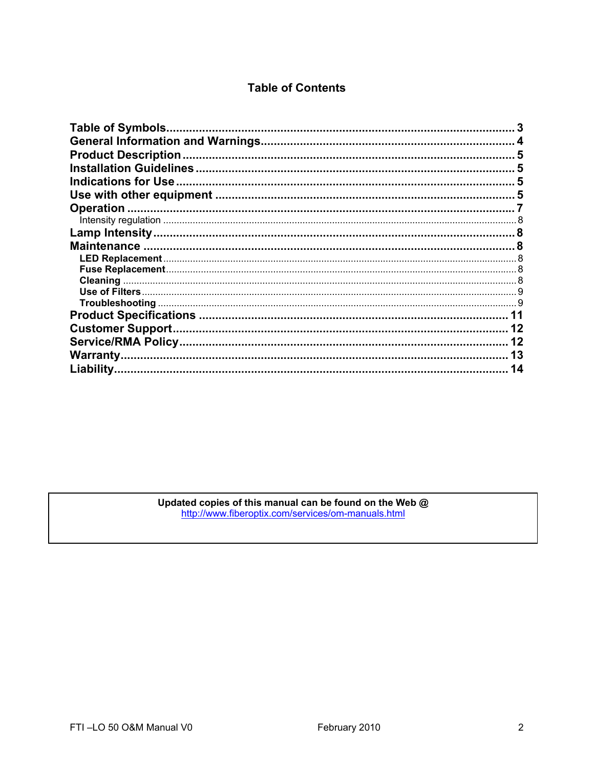## Table of Contents

| | |
|---|---|
| **Table of Symbols** | **3** |
| **General Information and Warnings** | **4** |
| **Product Description** | **5** |
| **Installation Guidelines** | **5** |
| **Indications for Use** | **5** |
| **Use with other equipment** | **5** |
| **Operation** | **7** |
| Intensity regulation | 8 |
| **Lamp Intensity** | **8** |
| **Maintenance** | **8** |
| **LED Replacement** | 8 |
| **Fuse Replacement** | 8 |
| **Cleaning** | 8 |
| **Use of Filters** | 9 |
| **Troubleshooting** | 9 |
| **Product Specifications** | **11** |
| **Customer Support** | **12** |
| **Service/RMA Policy** | **12** |
| **Warranty** | **13** |
| **Liability** | **14** |

**Updated copies of this manual can be found on the Web @**
http://www.fiberoptix.com/services/om-manuals.html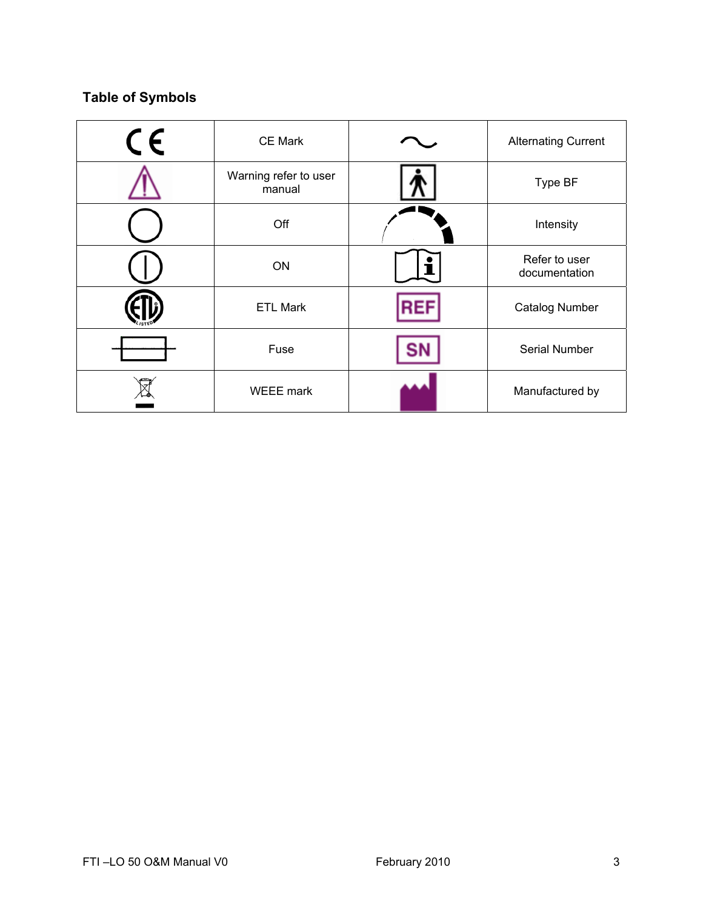## Table of Symbols

| Symbol | Description | Symbol | Description |
|---|---|---|---|
| CE | CE Mark | ~ | Alternating Current |
| | Warning refer to user manual | | Type BF |
| | Off | | Intensity |
| | ON | | Refer to user documentation |
| | ETL Mark | REF | Catalog Number |
| | Fuse | SN | Serial Number |
| | WEEE mark | | Manufactured by |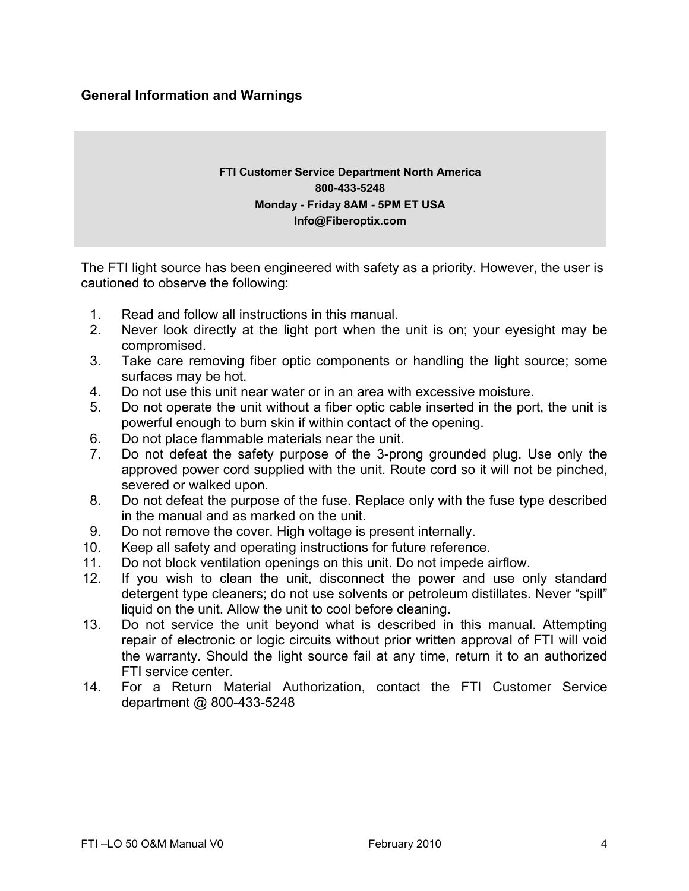## General Information and Warnings

**FTI Customer Service Department North America**
**800-433-5248**
**Monday - Friday 8AM - 5PM ET USA**
**Info@Fiberoptix.com**

The FTI light source has been engineered with safety as a priority. However, the user is cautioned to observe the following:

1. Read and follow all instructions in this manual.
2. Never look directly at the light port when the unit is on; your eyesight may be compromised.
3. Take care removing fiber optic components or handling the light source; some surfaces may be hot.
4. Do not use this unit near water or in an area with excessive moisture.
5. Do not operate the unit without a fiber optic cable inserted in the port, the unit is powerful enough to burn skin if within contact of the opening.
6. Do not place flammable materials near the unit.
7. Do not defeat the safety purpose of the 3-prong grounded plug. Use only the approved power cord supplied with the unit. Route cord so it will not be pinched, severed or walked upon.
8. Do not defeat the purpose of the fuse. Replace only with the fuse type described in the manual and as marked on the unit.
9. Do not remove the cover. High voltage is present internally.
10. Keep all safety and operating instructions for future reference.
11. Do not block ventilation openings on this unit. Do not impede airflow.
12. If you wish to clean the unit, disconnect the power and use only standard detergent type cleaners; do not use solvents or petroleum distillates. Never "spill" liquid on the unit. Allow the unit to cool before cleaning.
13. Do not service the unit beyond what is described in this manual. Attempting repair of electronic or logic circuits without prior written approval of FTI will void the warranty. Should the light source fail at any time, return it to an authorized FTI service center.
14. For a Return Material Authorization, contact the FTI Customer Service department @ 800-433-5248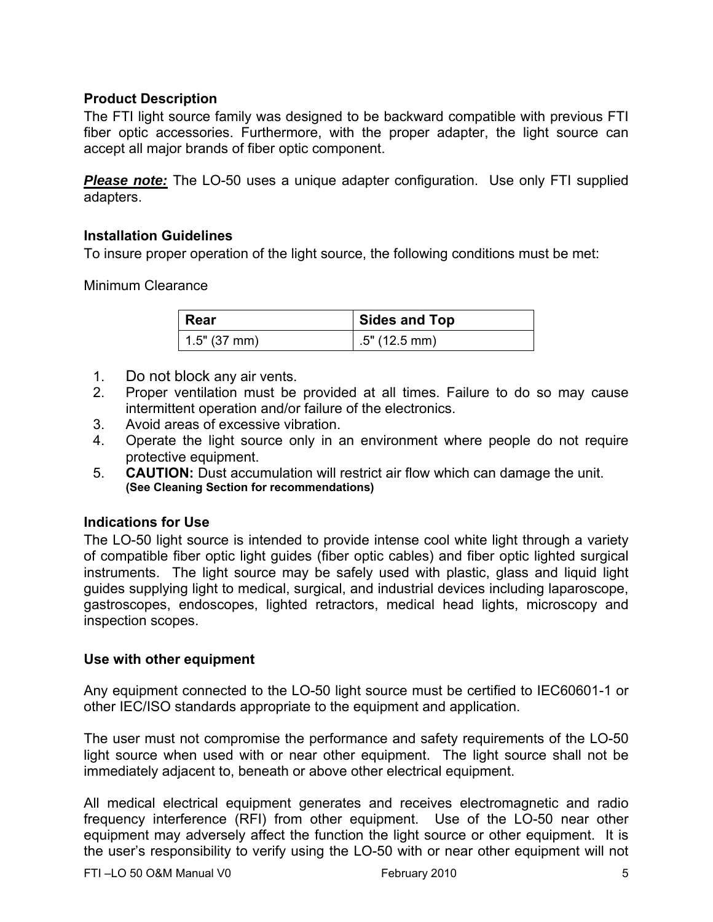### Product Description

The FTI light source family was designed to be backward compatible with previous FTI fiber optic accessories. Furthermore, with the proper adapter, the light source can accept all major brands of fiber optic component.

***Please note:*** The LO-50 uses a unique adapter configuration. Use only FTI supplied adapters.

### Installation Guidelines

To insure proper operation of the light source, the following conditions must be met:

Minimum Clearance

| Rear | Sides and Top |
|---|---|
| 1.5" (37 mm) | .5" (12.5 mm) |

1. Do not block any air vents.
2. Proper ventilation must be provided at all times. Failure to do so may cause intermittent operation and/or failure of the electronics.
3. Avoid areas of excessive vibration.
4. Operate the light source only in an environment where people do not require protective equipment.
5. **CAUTION:** Dust accumulation will restrict air flow which can damage the unit. **(See Cleaning Section for recommendations)**

### Indications for Use

The LO-50 light source is intended to provide intense cool white light through a variety of compatible fiber optic light guides (fiber optic cables) and fiber optic lighted surgical instruments. The light source may be safely used with plastic, glass and liquid light guides supplying light to medical, surgical, and industrial devices including laparoscope, gastroscopes, endoscopes, lighted retractors, medical head lights, microscopy and inspection scopes.

### Use with other equipment

Any equipment connected to the LO-50 light source must be certified to IEC60601-1 or other IEC/ISO standards appropriate to the equipment and application.

The user must not compromise the performance and safety requirements of the LO-50 light source when used with or near other equipment. The light source shall not be immediately adjacent to, beneath or above other electrical equipment.

All medical electrical equipment generates and receives electromagnetic and radio frequency interference (RFI) from other equipment. Use of the LO-50 near other equipment may adversely affect the function the light source or other equipment. It is the user's responsibility to verify using the LO-50 with or near other equipment will not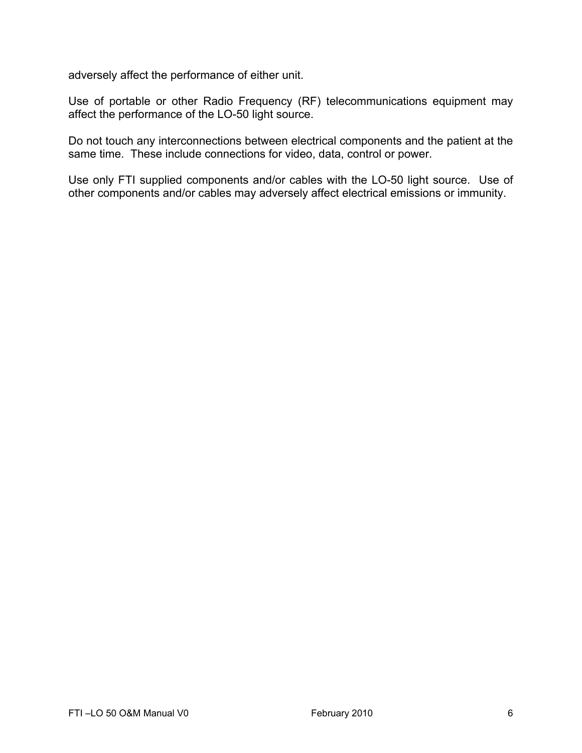adversely affect the performance of either unit.

Use of portable or other Radio Frequency (RF) telecommunications equipment may affect the performance of the LO-50 light source.

Do not touch any interconnections between electrical components and the patient at the same time. These include connections for video, data, control or power.

Use only FTI supplied components and/or cables with the LO-50 light source. Use of other components and/or cables may adversely affect electrical emissions or immunity.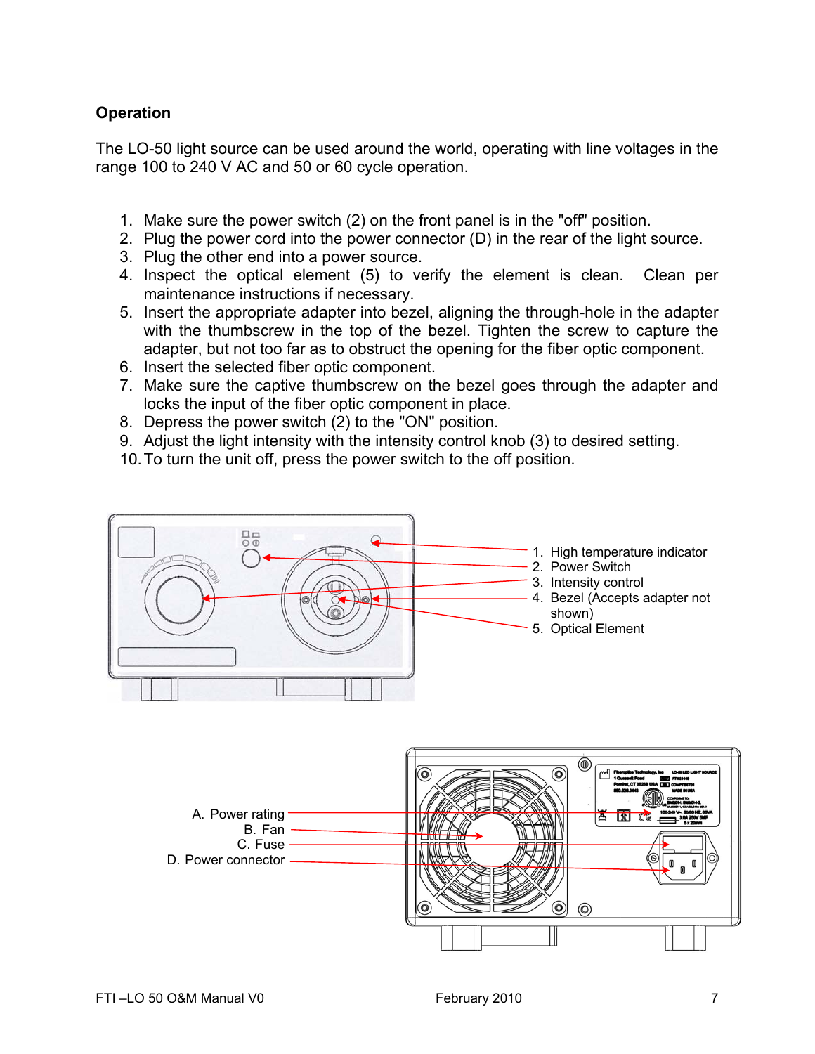## Operation

The LO-50 light source can be used around the world, operating with line voltages in the range 100 to 240 V AC and 50 or 60 cycle operation.

1. Make sure the power switch (2) on the front panel is in the "off" position.
2. Plug the power cord into the power connector (D) in the rear of the light source.
3. Plug the other end into a power source.
4. Inspect the optical element (5) to verify the element is clean. Clean per maintenance instructions if necessary.
5. Insert the appropriate adapter into bezel, aligning the through-hole in the adapter with the thumbscrew in the top of the bezel. Tighten the screw to capture the adapter, but not too far as to obstruct the opening for the fiber optic component.
6. Insert the selected fiber optic component.
7. Make sure the captive thumbscrew on the bezel goes through the adapter and locks the input of the fiber optic component in place.
8. Depress the power switch (2) to the "ON" position.
9. Adjust the light intensity with the intensity control knob (3) to desired setting.
10. To turn the unit off, press the power switch to the off position.

1. High temperature indicator
2. Power Switch
3. Intensity control
4. Bezel (Accepts adapter not shown)
5. Optical Element

A. Power rating
B. Fan
C. Fuse
D. Power connector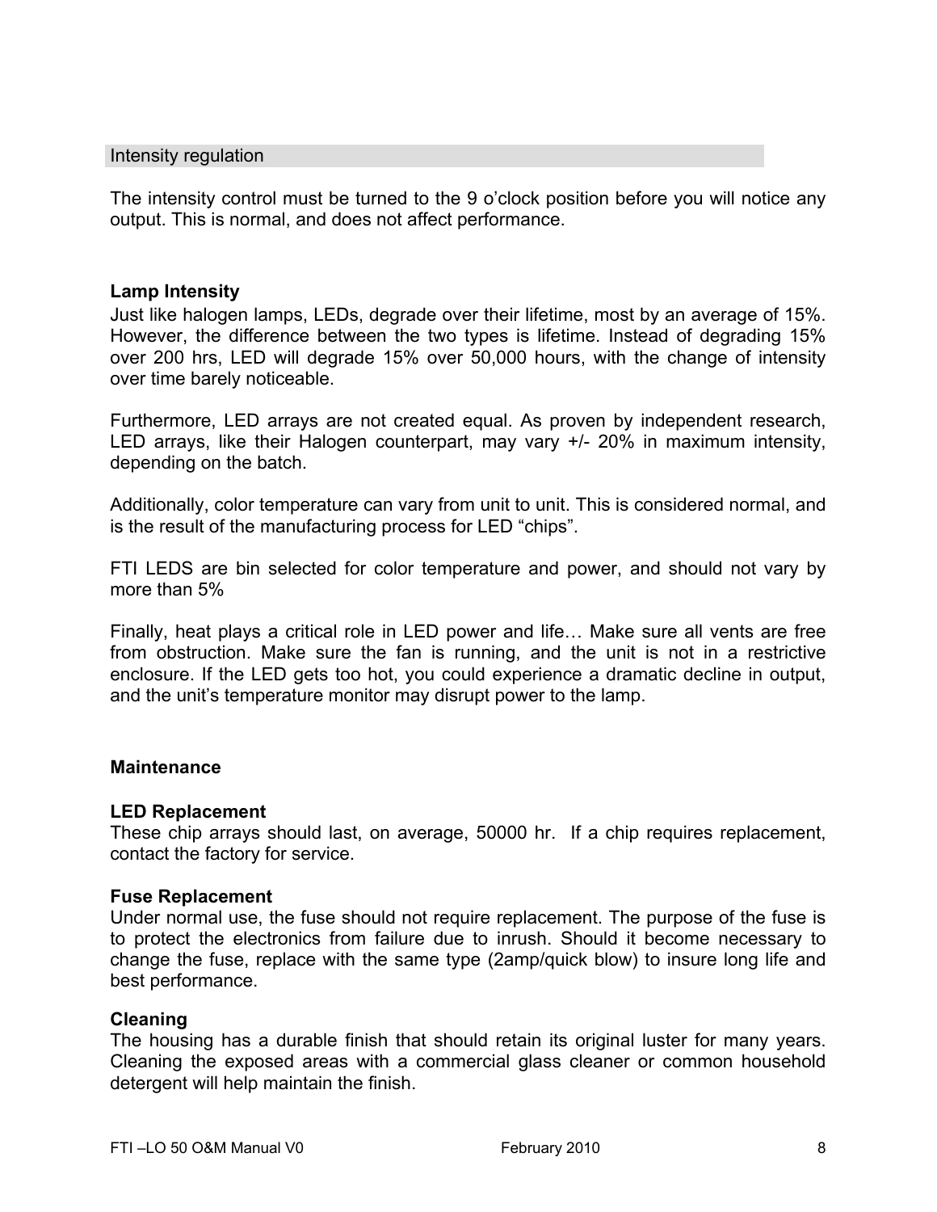## Intensity regulation

The intensity control must be turned to the 9 o'clock position before you will notice any output. This is normal, and does not affect performance.

**Lamp Intensity**

Just like halogen lamps, LEDs, degrade over their lifetime, most by an average of 15%. However, the difference between the two types is lifetime. Instead of degrading 15% over 200 hrs, LED will degrade 15% over 50,000 hours, with the change of intensity over time barely noticeable.

Furthermore, LED arrays are not created equal. As proven by independent research, LED arrays, like their Halogen counterpart, may vary +/- 20% in maximum intensity, depending on the batch.

Additionally, color temperature can vary from unit to unit. This is considered normal, and is the result of the manufacturing process for LED "chips".

FTI LEDS are bin selected for color temperature and power, and should not vary by more than 5%

Finally, heat plays a critical role in LED power and life… Make sure all vents are free from obstruction. Make sure the fan is running, and the unit is not in a restrictive enclosure. If the LED gets too hot, you could experience a dramatic decline in output, and the unit's temperature monitor may disrupt power to the lamp.

**Maintenance**

**LED Replacement**

These chip arrays should last, on average, 50000 hr. If a chip requires replacement, contact the factory for service.

**Fuse Replacement**

Under normal use, the fuse should not require replacement. The purpose of the fuse is to protect the electronics from failure due to inrush. Should it become necessary to change the fuse, replace with the same type (2amp/quick blow) to insure long life and best performance.

**Cleaning**

The housing has a durable finish that should retain its original luster for many years. Cleaning the exposed areas with a commercial glass cleaner or common household detergent will help maintain the finish.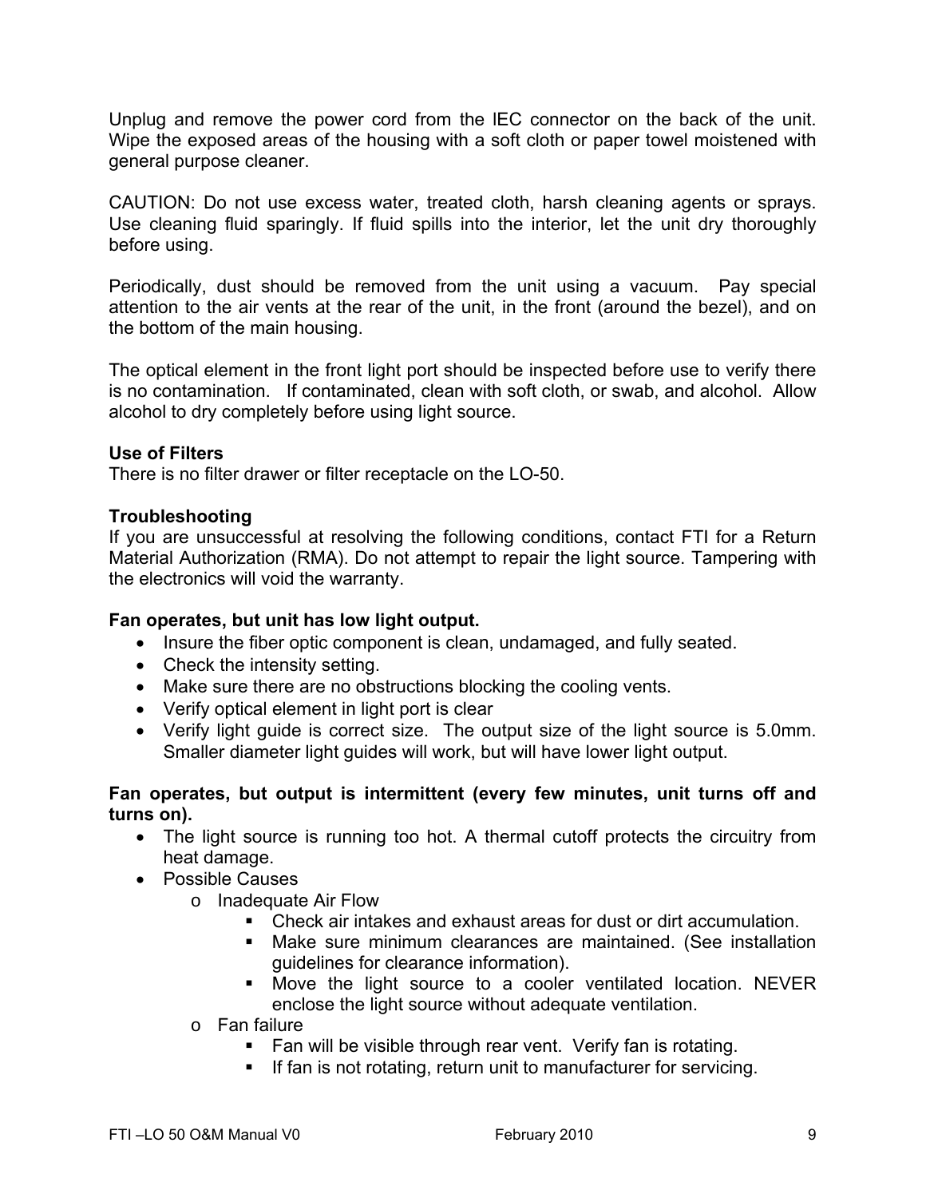Unplug and remove the power cord from the IEC connector on the back of the unit. Wipe the exposed areas of the housing with a soft cloth or paper towel moistened with general purpose cleaner.

CAUTION: Do not use excess water, treated cloth, harsh cleaning agents or sprays. Use cleaning fluid sparingly. If fluid spills into the interior, let the unit dry thoroughly before using.

Periodically, dust should be removed from the unit using a vacuum. Pay special attention to the air vents at the rear of the unit, in the front (around the bezel), and on the bottom of the main housing.

The optical element in the front light port should be inspected before use to verify there is no contamination. If contaminated, clean with soft cloth, or swab, and alcohol. Allow alcohol to dry completely before using light source.

**Use of Filters**

There is no filter drawer or filter receptacle on the LO-50.

**Troubleshooting**

If you are unsuccessful at resolving the following conditions, contact FTI for a Return Material Authorization (RMA). Do not attempt to repair the light source. Tampering with the electronics will void the warranty.

**Fan operates, but unit has low light output.**

- Insure the fiber optic component is clean, undamaged, and fully seated.
- Check the intensity setting.
- Make sure there are no obstructions blocking the cooling vents.
- Verify optical element in light port is clear
- Verify light guide is correct size. The output size of the light source is 5.0mm. Smaller diameter light guides will work, but will have lower light output.

**Fan operates, but output is intermittent (every few minutes, unit turns off and turns on).**

- The light source is running too hot. A thermal cutoff protects the circuitry from heat damage.
- Possible Causes
  - Inadequate Air Flow
    - Check air intakes and exhaust areas for dust or dirt accumulation.
    - Make sure minimum clearances are maintained. (See installation guidelines for clearance information).
    - Move the light source to a cooler ventilated location. NEVER enclose the light source without adequate ventilation.
  - Fan failure
    - Fan will be visible through rear vent. Verify fan is rotating.
    - If fan is not rotating, return unit to manufacturer for servicing.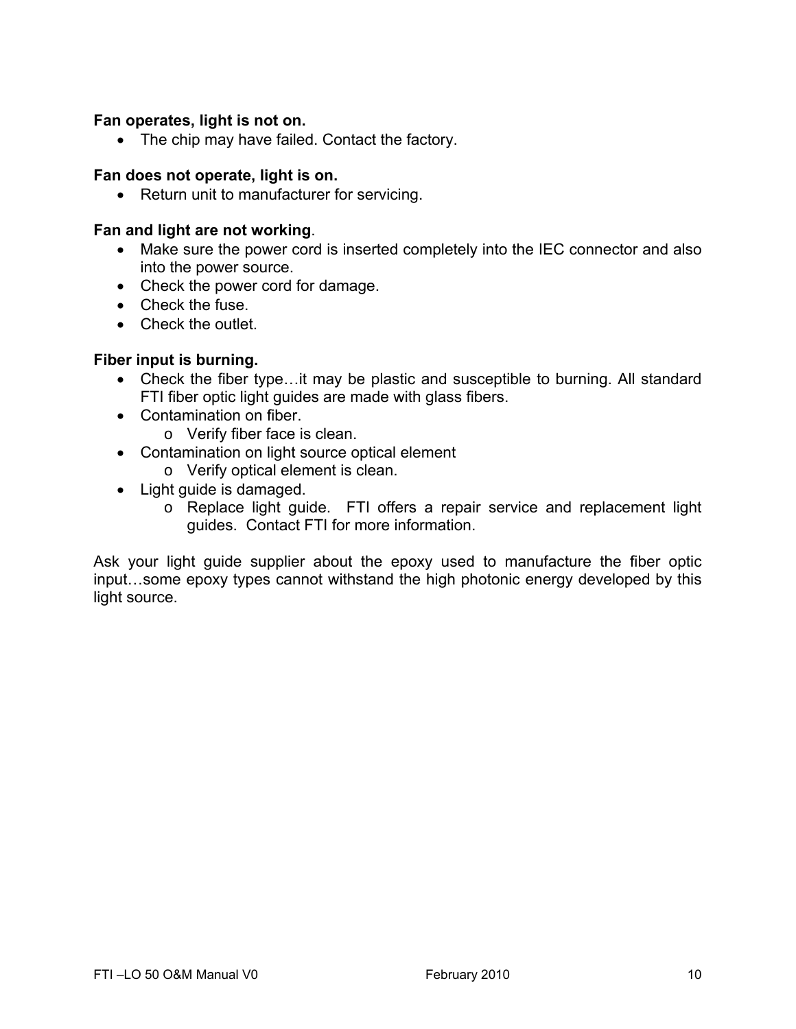**Fan operates, light is not on.**

- The chip may have failed. Contact the factory.

**Fan does not operate, light is on.**

- Return unit to manufacturer for servicing.

**Fan and light are not working**.

- Make sure the power cord is inserted completely into the IEC connector and also into the power source.
- Check the power cord for damage.
- Check the fuse.
- Check the outlet.

**Fiber input is burning.**

- Check the fiber type…it may be plastic and susceptible to burning. All standard FTI fiber optic light guides are made with glass fibers.
- Contamination on fiber.
  - Verify fiber face is clean.
- Contamination on light source optical element
  - Verify optical element is clean.
- Light guide is damaged.
  - Replace light guide. FTI offers a repair service and replacement light guides. Contact FTI for more information.

Ask your light guide supplier about the epoxy used to manufacture the fiber optic input…some epoxy types cannot withstand the high photonic energy developed by this light source.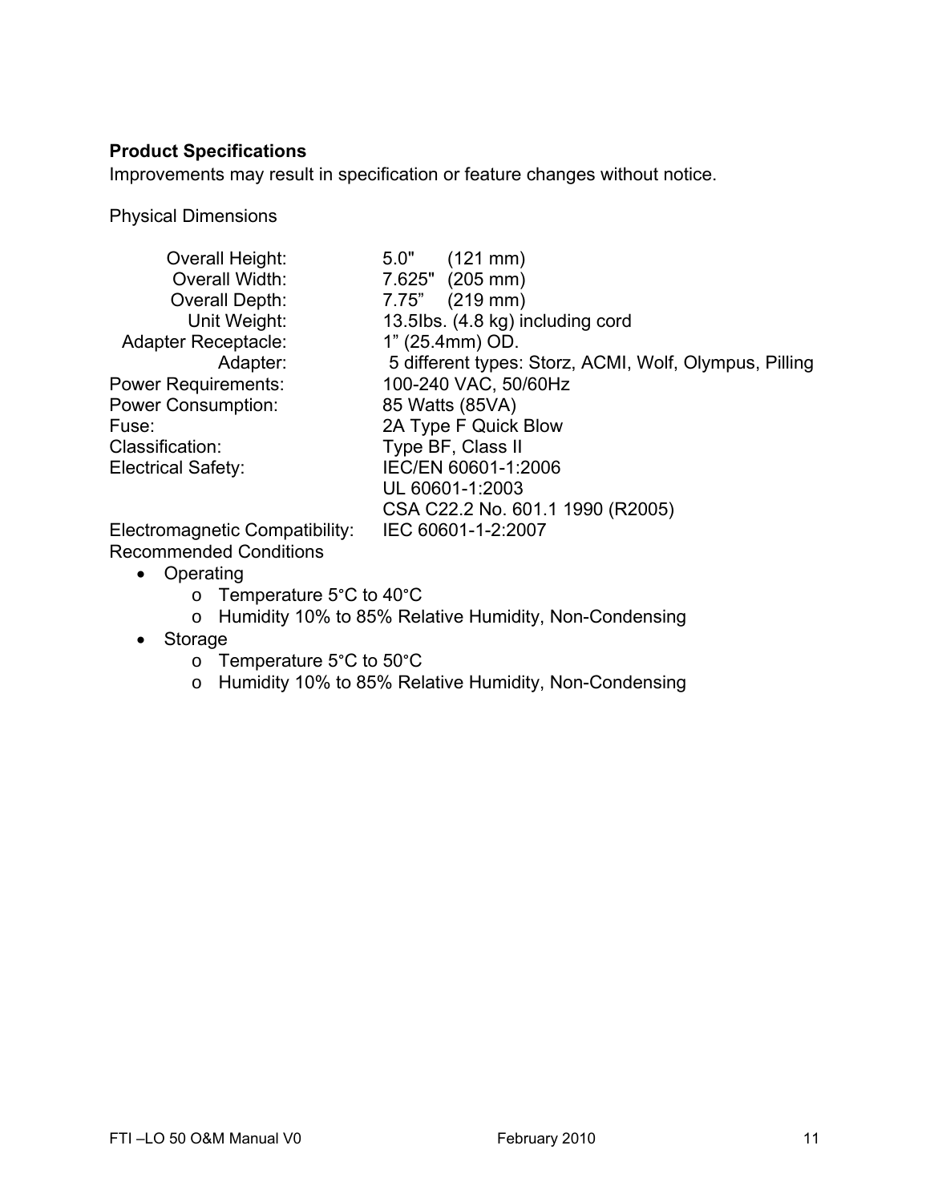**Product Specifications**

Improvements may result in specification or feature changes without notice.

Physical Dimensions

| | |
|---|---|
| Overall Height: | 5.0"   (121 mm) |
| Overall Width: | 7.625"   (205 mm) |
| Overall Depth: | 7.75"   (219 mm) |
| Unit Weight: | 13.5lbs. (4.8 kg) including cord |
| Adapter Receptacle: | 1" (25.4mm) OD. |
| Adapter: | 5 different types: Storz, ACMI, Wolf, Olympus, Pilling |
| Power Requirements: | 100-240 VAC, 50/60Hz |
| Power Consumption: | 85 Watts (85VA) |
| Fuse: | 2A Type F Quick Blow |
| Classification: | Type BF, Class II |
| Electrical Safety: | IEC/EN 60601-1:2006<br>UL 60601-1:2003<br>CSA C22.2 No. 601.1 1990 (R2005) |
| Electromagnetic Compatibility: | IEC 60601-1-2:2007 |

Recommended Conditions

- Operating
  - Temperature 5°C to 40°C
  - Humidity 10% to 85% Relative Humidity, Non-Condensing
- Storage
  - Temperature 5°C to 50°C
  - Humidity 10% to 85% Relative Humidity, Non-Condensing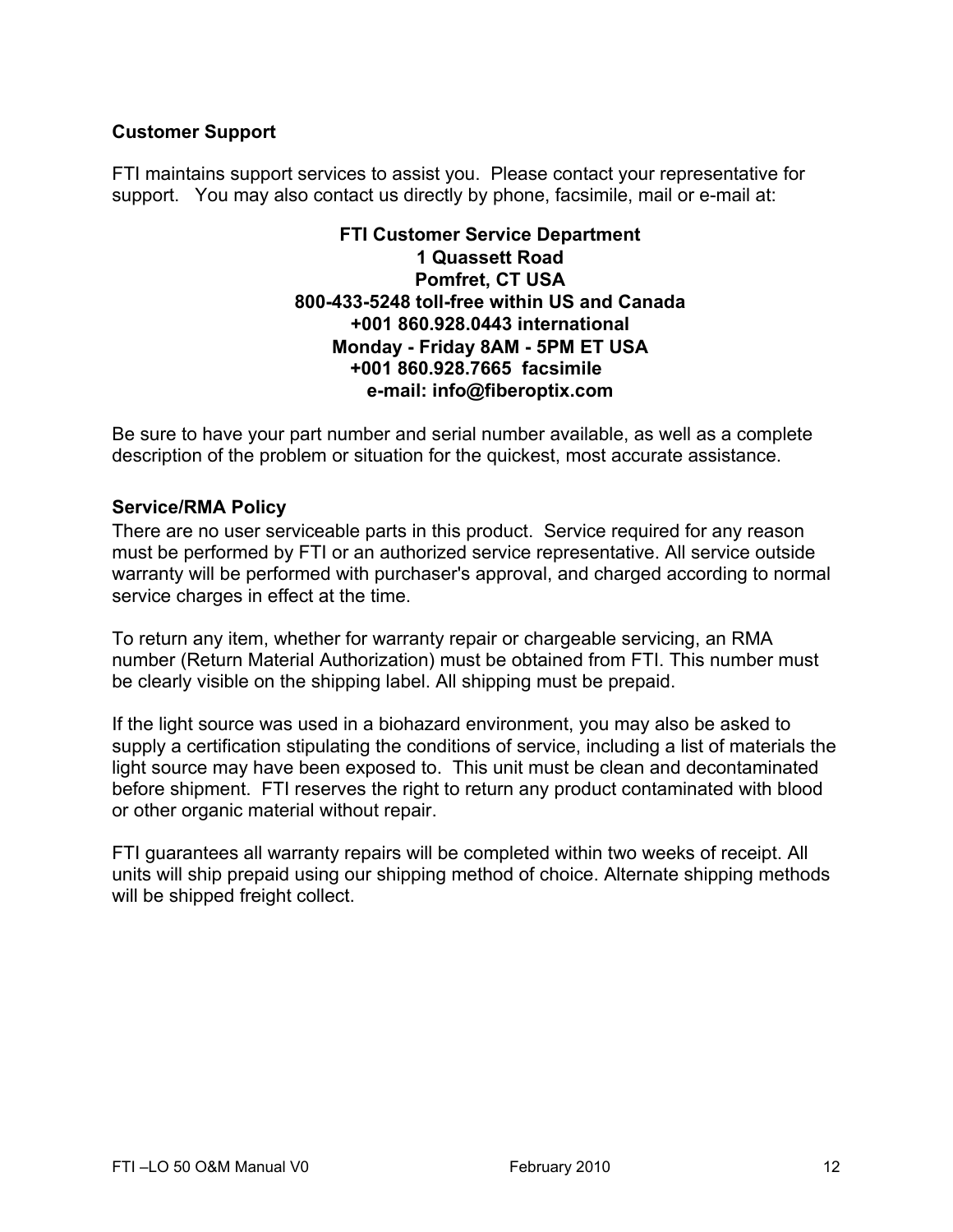**Customer Support**

FTI maintains support services to assist you. Please contact your representative for support. You may also contact us directly by phone, facsimile, mail or e-mail at:

**FTI Customer Service Department**
**1 Quassett Road**
**Pomfret, CT USA**
**800-433-5248 toll-free within US and Canada**
**+001 860.928.0443 international**
**Monday - Friday 8AM - 5PM ET USA**
**+001 860.928.7665 facsimile**
**e-mail: info@fiberoptix.com**

Be sure to have your part number and serial number available, as well as a complete description of the problem or situation for the quickest, most accurate assistance.

**Service/RMA Policy**

There are no user serviceable parts in this product. Service required for any reason must be performed by FTI or an authorized service representative. All service outside warranty will be performed with purchaser's approval, and charged according to normal service charges in effect at the time.

To return any item, whether for warranty repair or chargeable servicing, an RMA number (Return Material Authorization) must be obtained from FTI. This number must be clearly visible on the shipping label. All shipping must be prepaid.

If the light source was used in a biohazard environment, you may also be asked to supply a certification stipulating the conditions of service, including a list of materials the light source may have been exposed to. This unit must be clean and decontaminated before shipment. FTI reserves the right to return any product contaminated with blood or other organic material without repair.

FTI guarantees all warranty repairs will be completed within two weeks of receipt. All units will ship prepaid using our shipping method of choice. Alternate shipping methods will be shipped freight collect.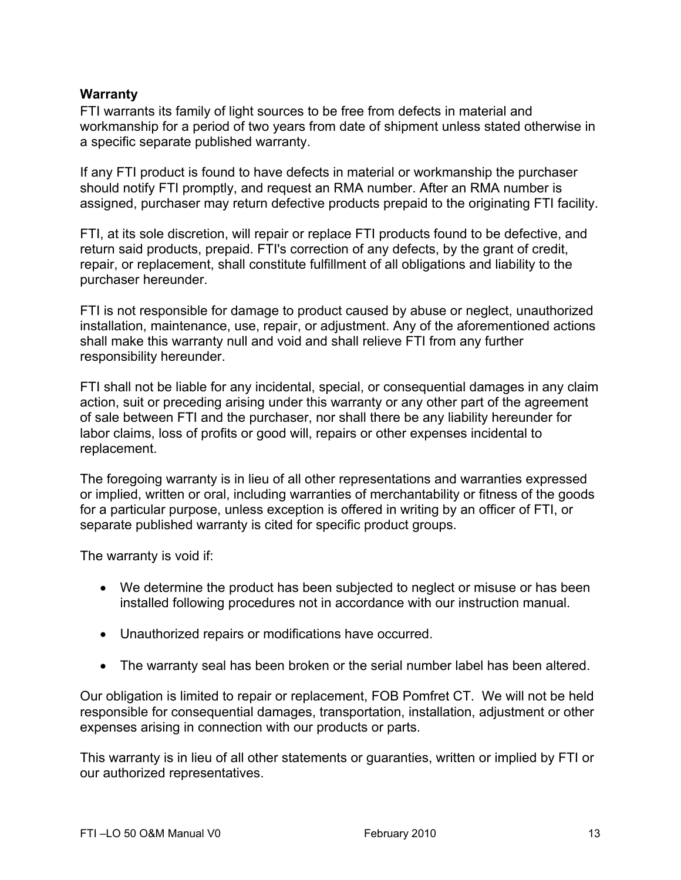## Warranty

FTI warrants its family of light sources to be free from defects in material and workmanship for a period of two years from date of shipment unless stated otherwise in a specific separate published warranty.

If any FTI product is found to have defects in material or workmanship the purchaser should notify FTI promptly, and request an RMA number. After an RMA number is assigned, purchaser may return defective products prepaid to the originating FTI facility.

FTI, at its sole discretion, will repair or replace FTI products found to be defective, and return said products, prepaid. FTI's correction of any defects, by the grant of credit, repair, or replacement, shall constitute fulfillment of all obligations and liability to the purchaser hereunder.

FTI is not responsible for damage to product caused by abuse or neglect, unauthorized installation, maintenance, use, repair, or adjustment. Any of the aforementioned actions shall make this warranty null and void and shall relieve FTI from any further responsibility hereunder.

FTI shall not be liable for any incidental, special, or consequential damages in any claim action, suit or preceding arising under this warranty or any other part of the agreement of sale between FTI and the purchaser, nor shall there be any liability hereunder for labor claims, loss of profits or good will, repairs or other expenses incidental to replacement.

The foregoing warranty is in lieu of all other representations and warranties expressed or implied, written or oral, including warranties of merchantability or fitness of the goods for a particular purpose, unless exception is offered in writing by an officer of FTI, or separate published warranty is cited for specific product groups.

The warranty is void if:

- We determine the product has been subjected to neglect or misuse or has been installed following procedures not in accordance with our instruction manual.
- Unauthorized repairs or modifications have occurred.
- The warranty seal has been broken or the serial number label has been altered.

Our obligation is limited to repair or replacement, FOB Pomfret CT. We will not be held responsible for consequential damages, transportation, installation, adjustment or other expenses arising in connection with our products or parts.

This warranty is in lieu of all other statements or guaranties, written or implied by FTI or our authorized representatives.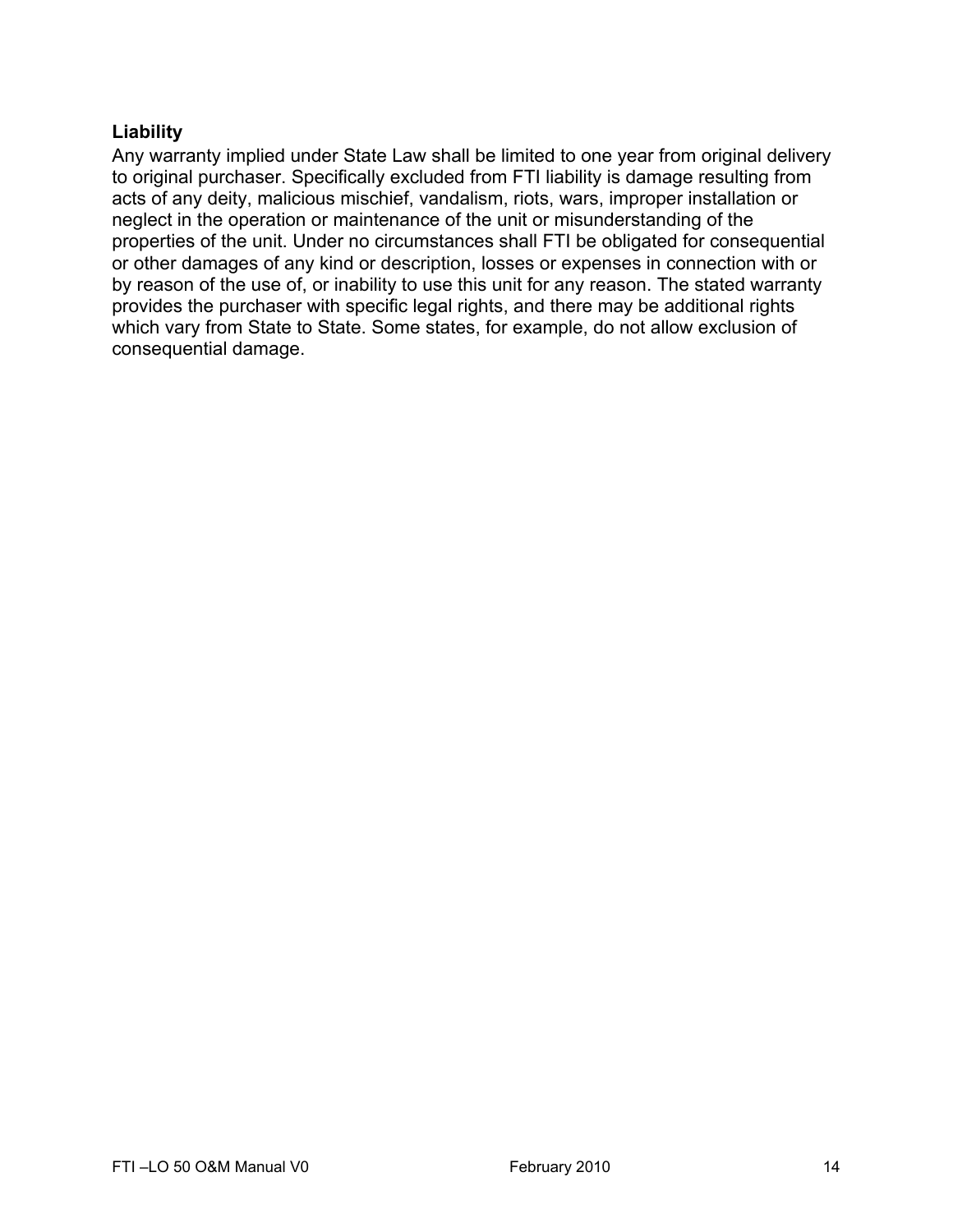**Liability**

Any warranty implied under State Law shall be limited to one year from original delivery to original purchaser. Specifically excluded from FTI liability is damage resulting from acts of any deity, malicious mischief, vandalism, riots, wars, improper installation or neglect in the operation or maintenance of the unit or misunderstanding of the properties of the unit. Under no circumstances shall FTI be obligated for consequential or other damages of any kind or description, losses or expenses in connection with or by reason of the use of, or inability to use this unit for any reason. The stated warranty provides the purchaser with specific legal rights, and there may be additional rights which vary from State to State. Some states, for example, do not allow exclusion of consequential damage.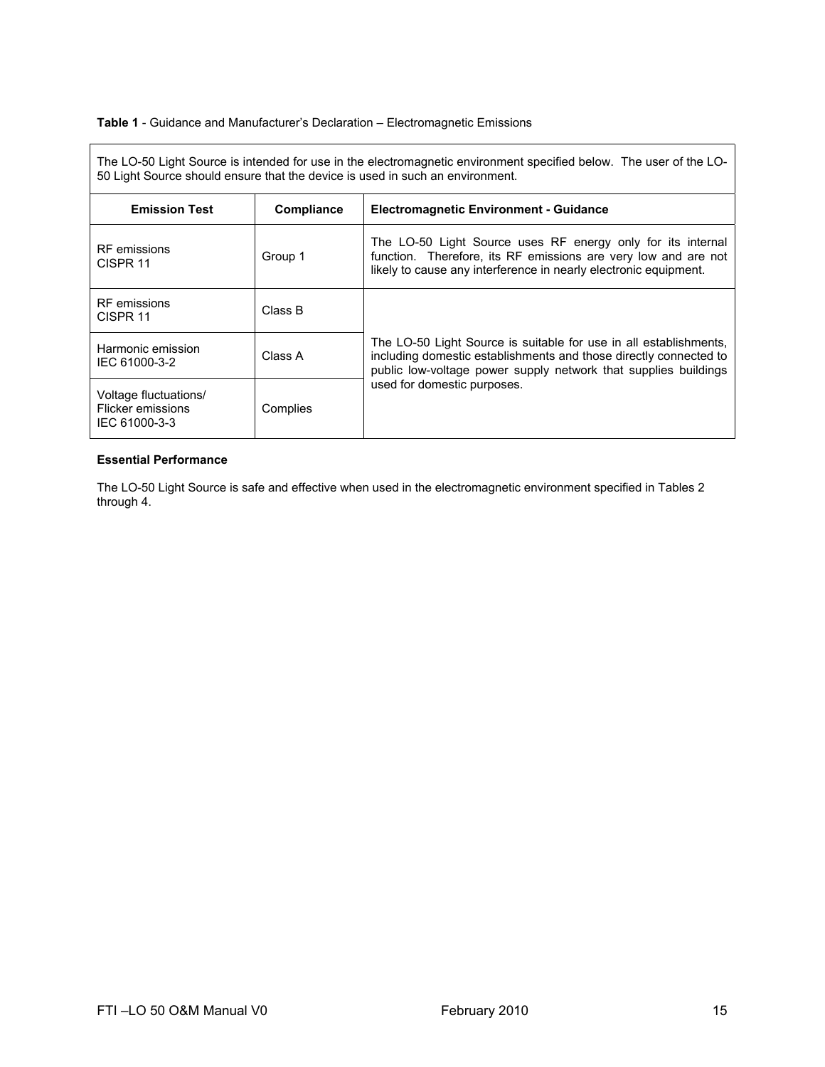**Table 1** - Guidance and Manufacturer's Declaration – Electromagnetic Emissions

| The LO-50 Light Source is intended for use in the electromagnetic environment specified below. The user of the LO-50 Light Source should ensure that the device is used in such an environment. | | |
|---|---|---|
| **Emission Test** | **Compliance** | **Electromagnetic Environment - Guidance** |
| RF emissions CISPR 11 | Group 1 | The LO-50 Light Source uses RF energy only for its internal function. Therefore, its RF emissions are very low and are not likely to cause any interference in nearly electronic equipment. |
| RF emissions CISPR 11 | Class B | The LO-50 Light Source is suitable for use in all establishments, including domestic establishments and those directly connected to public low-voltage power supply network that supplies buildings used for domestic purposes. |
| Harmonic emission IEC 61000-3-2 | Class A | |
| Voltage fluctuations/ Flicker emissions IEC 61000-3-3 | Complies | |

**Essential Performance**

The LO-50 Light Source is safe and effective when used in the electromagnetic environment specified in Tables 2 through 4.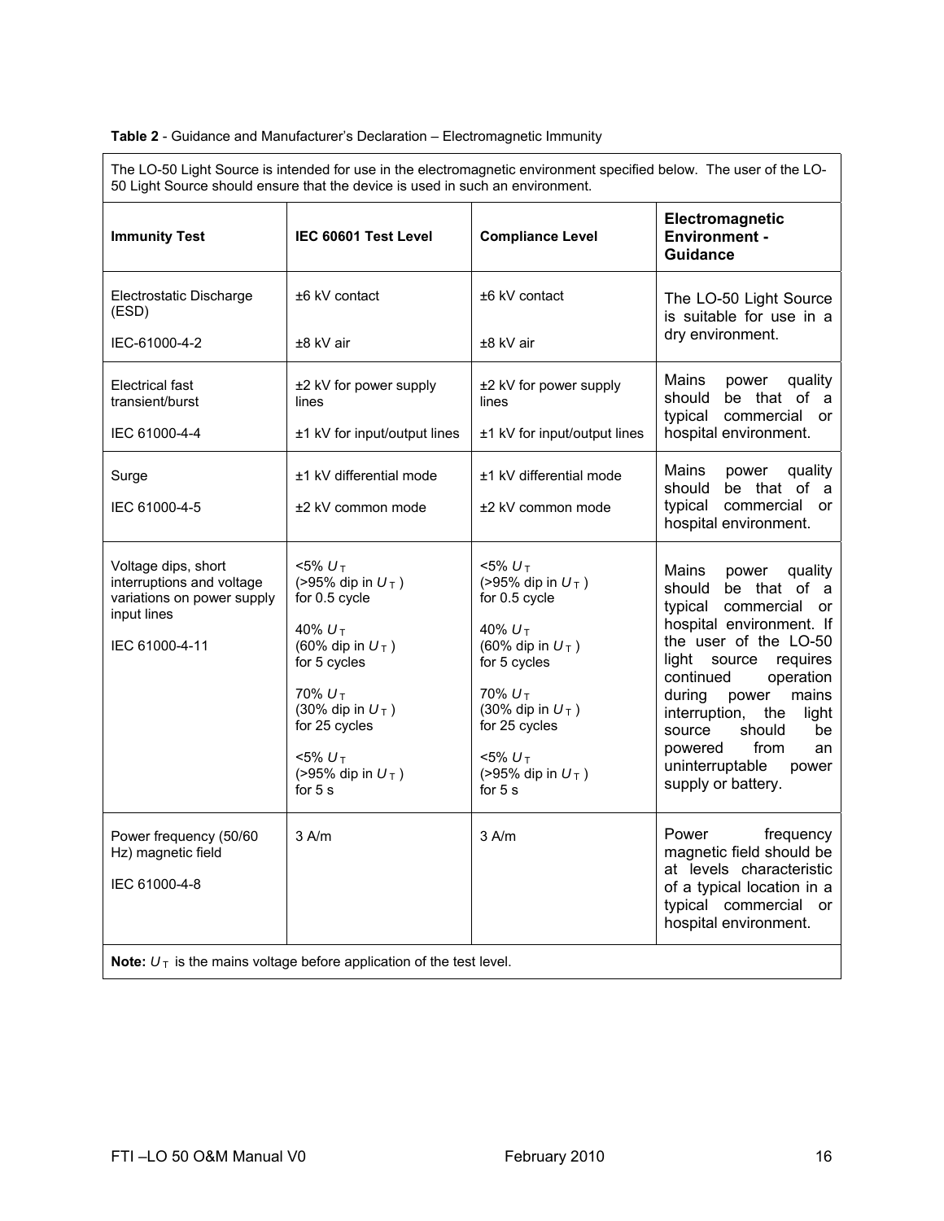**Table 2** - Guidance and Manufacturer's Declaration – Electromagnetic Immunity

The LO-50 Light Source is intended for use in the electromagnetic environment specified below. The user of the LO-50 Light Source should ensure that the device is used in such an environment.

| Immunity Test | IEC 60601 Test Level | Compliance Level | Electromagnetic Environment - Guidance |
|---|---|---|---|
| Electrostatic Discharge (ESD)<br><br>IEC-61000-4-2 | ±6 kV contact<br><br>±8 kV air | ±6 kV contact<br><br>±8 kV air | The LO-50 Light Source is suitable for use in a dry environment. |
| Electrical fast transient/burst<br><br>IEC 61000-4-4 | ±2 kV for power supply lines<br><br>±1 kV for input/output lines | ±2 kV for power supply lines<br><br>±1 kV for input/output lines | Mains power quality should be that of a typical commercial or hospital environment. |
| Surge<br><br>IEC 61000-4-5 | ±1 kV differential mode<br><br>±2 kV common mode | ±1 kV differential mode<br><br>±2 kV common mode | Mains power quality should be that of a typical commercial or hospital environment. |
| Voltage dips, short interruptions and voltage variations on power supply input lines<br><br>IEC 61000-4-11 | <5% $U_T$ (>95% dip in $U_T$) for 0.5 cycle<br><br>40% $U_T$ (60% dip in $U_T$) for 5 cycles<br><br>70% $U_T$ (30% dip in $U_T$) for 25 cycles<br><br><5% $U_T$ (>95% dip in $U_T$) for 5 s | <5% $U_T$ (>95% dip in $U_T$) for 0.5 cycle<br><br>40% $U_T$ (60% dip in $U_T$) for 5 cycles<br><br>70% $U_T$ (30% dip in $U_T$) for 25 cycles<br><br><5% $U_T$ (>95% dip in $U_T$) for 5 s | Mains power quality should be that of a typical commercial or hospital environment. If the user of the LO-50 light source requires continued operation during power mains interruption, the light source should be powered from an uninterruptable power supply or battery. |
| Power frequency (50/60 Hz) magnetic field<br><br>IEC 61000-4-8 | 3 A/m | 3 A/m | Power frequency magnetic field should be at levels characteristic of a typical location in a typical commercial or hospital environment. |

**Note:** $U_T$ is the mains voltage before application of the test level.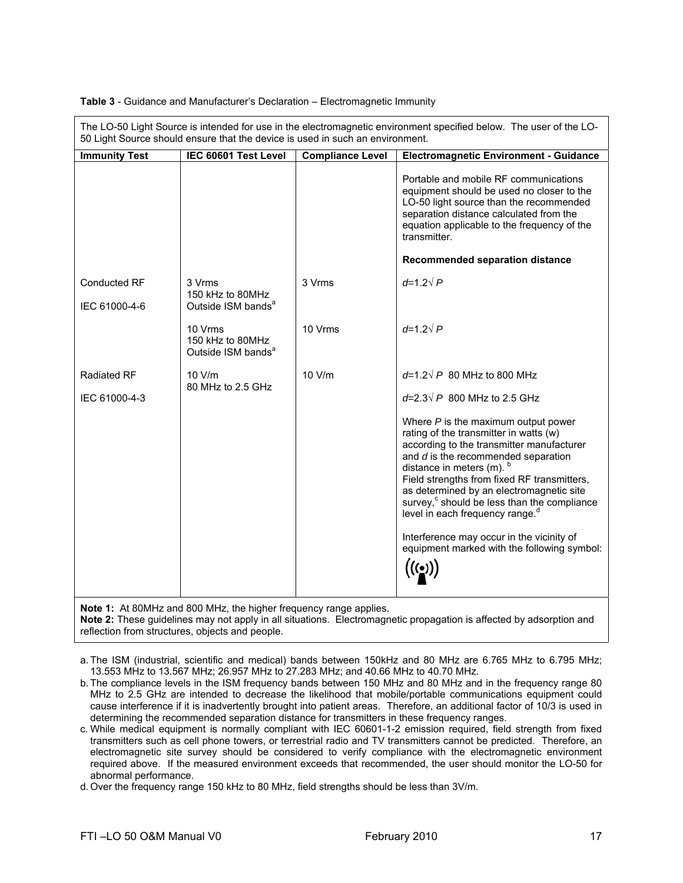**Table 3** - Guidance and Manufacturer's Declaration – Electromagnetic Immunity

The LO-50 Light Source is intended for use in the electromagnetic environment specified below. The user of the LO-50 Light Source should ensure that the device is used in such an environment.

| Immunity Test | IEC 60601 Test Level | Compliance Level | Electromagnetic Environment - Guidance |
|---|---|---|---|
| | | | Portable and mobile RF communications equipment should be used no closer to the LO-50 light source than the recommended separation distance calculated from the equation applicable to the frequency of the transmitter.<br><br>**Recommended separation distance** |
| Conducted RF<br><br>IEC 61000-4-6 | 3 Vrms<br>150 kHz to 80MHz<br>Outside ISM bands[a] | 3 Vrms | $d=1.2\sqrt{P}$ |
| | 10 Vrms<br>150 kHz to 80MHz<br>Outside ISM bands[a] | 10 Vrms | $d=1.2\sqrt{P}$ |
| Radiated RF<br><br>IEC 61000-4-3 | 10 V/m<br>80 MHz to 2.5 GHz | 10 V/m | $d=1.2\sqrt{P}$ 80 MHz to 800 MHz<br><br>$d=2.3\sqrt{P}$ 800 MHz to 2.5 GHz<br><br>Where $P$ is the maximum output power rating of the transmitter in watts (w) according to the transmitter manufacturer and $d$ is the recommended separation distance in meters (m). [b]<br>Field strengths from fixed RF transmitters, as determined by an electromagnetic site survey,[c] should be less than the compliance level in each frequency range.[d]<br><br>Interference may occur in the vicinity of equipment marked with the following symbol: |

**Note 1:** At 80MHz and 800 MHz, the higher frequency range applies.
**Note 2:** These guidelines may not apply in all situations. Electromagnetic propagation is affected by adsorption and reflection from structures, objects and people.

a. The ISM (industrial, scientific and medical) bands between 150kHz and 80 MHz are 6.765 MHz to 6.795 MHz; 13.553 MHz to 13.567 MHz; 26.957 MHz to 27.283 MHz; and 40.66 MHz to 40.70 MHz.
b. The compliance levels in the ISM frequency bands between 150 MHz and 80 MHz and in the frequency range 80 MHz to 2.5 GHz are intended to decrease the likelihood that mobile/portable communications equipment could cause interference if it is inadvertently brought into patient areas. Therefore, an additional factor of 10/3 is used in determining the recommended separation distance for transmitters in these frequency ranges.
c. While medical equipment is normally compliant with IEC 60601-1-2 emission required, field strength from fixed transmitters such as cell phone towers, or terrestrial radio and TV transmitters cannot be predicted. Therefore, an electromagnetic site survey should be considered to verify compliance with the electromagnetic environment required above. If the measured environment exceeds that recommended, the user should monitor the LO-50 for abnormal performance.
d. Over the frequency range 150 kHz to 80 MHz, field strengths should be less than 3V/m.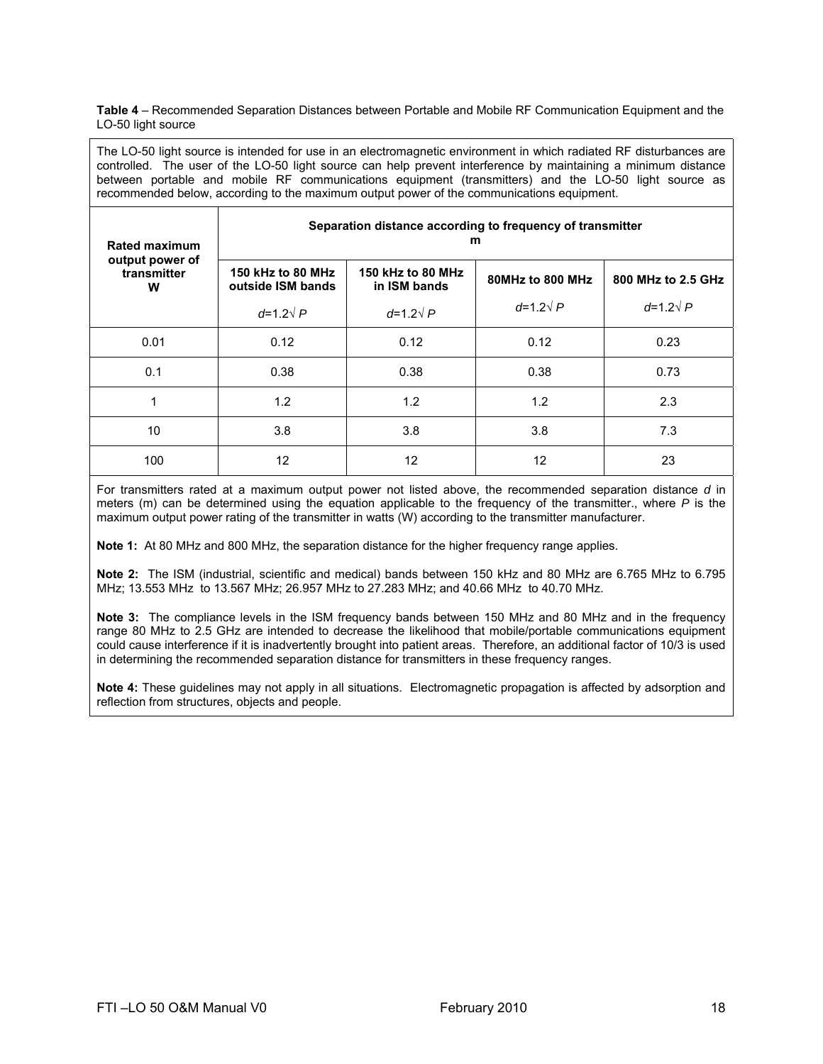**Table 4** – Recommended Separation Distances between Portable and Mobile RF Communication Equipment and the LO-50 light source

The LO-50 light source is intended for use in an electromagnetic environment in which radiated RF disturbances are controlled. The user of the LO-50 light source can help prevent interference by maintaining a minimum distance between portable and mobile RF communications equipment (transmitters) and the LO-50 light source as recommended below, according to the maximum output power of the communications equipment.

| Rated maximum output power of transmitter W | Separation distance according to frequency of transmitter m | | | |
|---|---|---|---|---|
| | **150 kHz to 80 MHz outside ISM bands** $d=1.2\sqrt{P}$ | **150 kHz to 80 MHz in ISM bands** $d=1.2\sqrt{P}$ | **80MHz to 800 MHz** $d=1.2\sqrt{P}$ | **800 MHz to 2.5 GHz** $d=1.2\sqrt{P}$ |
| 0.01 | 0.12 | 0.12 | 0.12 | 0.23 |
| 0.1 | 0.38 | 0.38 | 0.38 | 0.73 |
| 1 | 1.2 | 1.2 | 1.2 | 2.3 |
| 10 | 3.8 | 3.8 | 3.8 | 7.3 |
| 100 | 12 | 12 | 12 | 23 |

For transmitters rated at a maximum output power not listed above, the recommended separation distance $d$ in meters (m) can be determined using the equation applicable to the frequency of the transmitter., where $P$ is the maximum output power rating of the transmitter in watts (W) according to the transmitter manufacturer.

**Note 1:** At 80 MHz and 800 MHz, the separation distance for the higher frequency range applies.

**Note 2:** The ISM (industrial, scientific and medical) bands between 150 kHz and 80 MHz are 6.765 MHz to 6.795 MHz; 13.553 MHz to 13.567 MHz; 26.957 MHz to 27.283 MHz; and 40.66 MHz to 40.70 MHz.

**Note 3:** The compliance levels in the ISM frequency bands between 150 MHz and 80 MHz and in the frequency range 80 MHz to 2.5 GHz are intended to decrease the likelihood that mobile/portable communications equipment could cause interference if it is inadvertently brought into patient areas. Therefore, an additional factor of 10/3 is used in determining the recommended separation distance for transmitters in these frequency ranges.

**Note 4:** These guidelines may not apply in all situations. Electromagnetic propagation is affected by adsorption and reflection from structures, objects and people.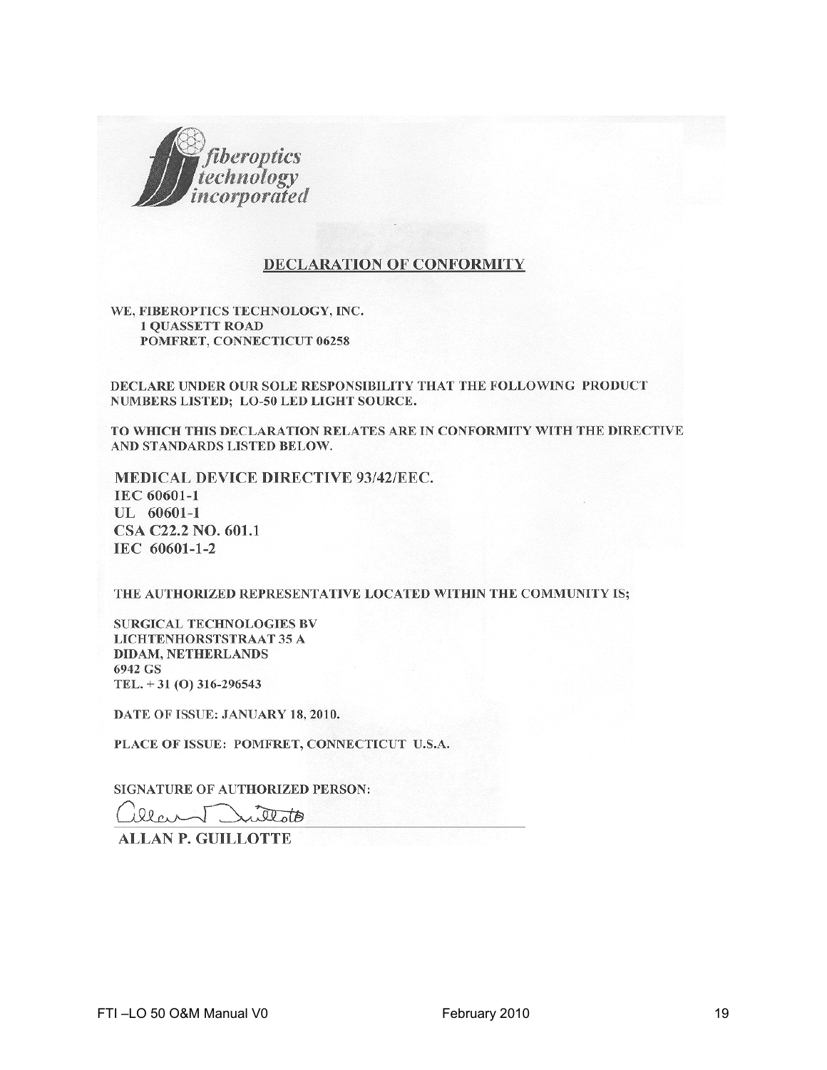*fiberoptics technology incorporated*

## DECLARATION OF CONFORMITY

WE, FIBEROPTICS TECHNOLOGY, INC.
1 QUASSETT ROAD
POMFRET, CONNECTICUT 06258

DECLARE UNDER OUR SOLE RESPONSIBILITY THAT THE FOLLOWING PRODUCT NUMBERS LISTED; LO-50 LED LIGHT SOURCE.

TO WHICH THIS DECLARATION RELATES ARE IN CONFORMITY WITH THE DIRECTIVE AND STANDARDS LISTED BELOW.

MEDICAL DEVICE DIRECTIVE 93/42/EEC.
IEC 60601-1
UL 60601-1
CSA C22.2 NO. 601.1
IEC 60601-1-2

THE AUTHORIZED REPRESENTATIVE LOCATED WITHIN THE COMMUNITY IS;

SURGICAL TECHNOLOGIES BV
LICHTENHORSTSTRAAT 35 A
DIDAM, NETHERLANDS
6942 GS
TEL. + 31 (O) 316-296543

DATE OF ISSUE: JANUARY 18, 2010.

PLACE OF ISSUE: POMFRET, CONNECTICUT U.S.A.

SIGNATURE OF AUTHORIZED PERSON:

ALLAN P. GUILLOTTE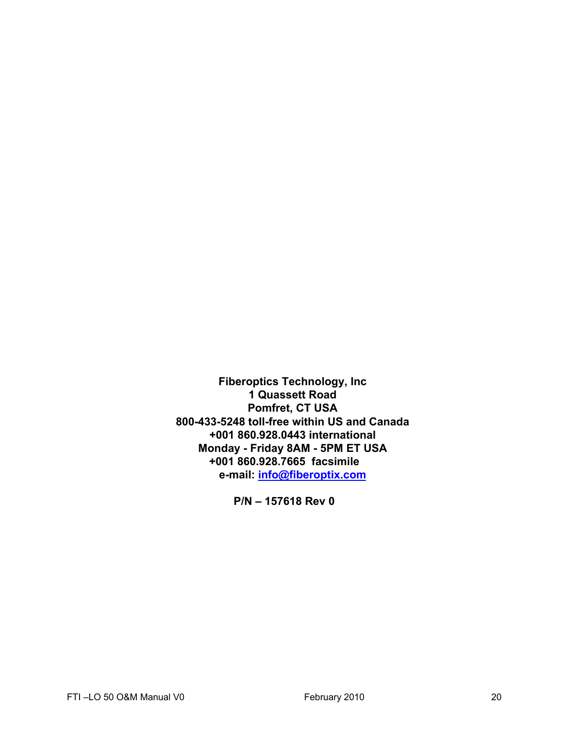**Fiberoptics Technology, Inc**
**1 Quassett Road**
**Pomfret, CT USA**
**800-433-5248 toll-free within US and Canada**
**+001 860.928.0443 international**
**Monday - Friday 8AM - 5PM ET USA**
**+001 860.928.7665 facsimile**
**e-mail: info@fiberoptix.com**

**P/N – 157618 Rev 0**